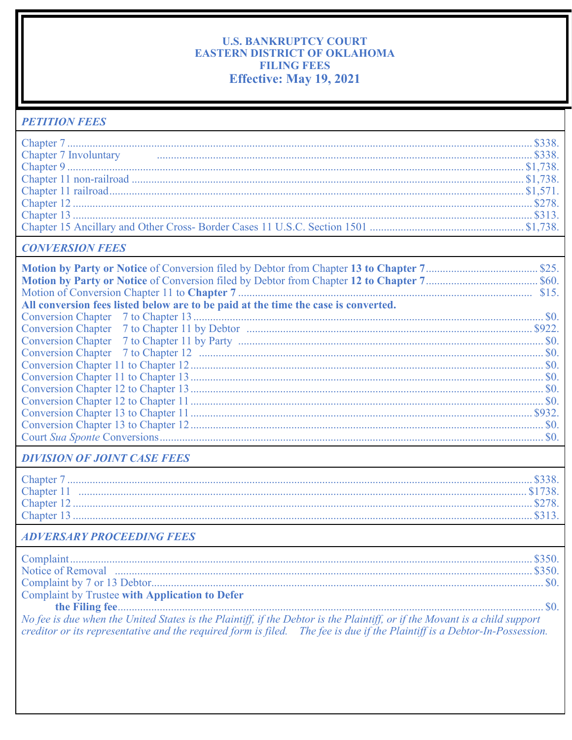# U.S. BANKRUPTCY COURT
# EASTERN DISTRICT OF OKLAHOMA
# FILING FEES
# Effective: May 19, 2021

## *PETITION FEES*

| | |
|---|---|
| Chapter 7 | $338. |
| Chapter 7 Involuntary | $338. |
| Chapter 9 | $1,738. |
| Chapter 11 non-railroad | $1,738. |
| Chapter 11 railroad | $1,571. |
| Chapter 12 | $278. |
| Chapter 13 | $313. |
| Chapter 15 Ancillary and Other Cross- Border Cases 11 U.S.C. Section 1501 | $1,738. |

## *CONVERSION FEES*

| | |
|---|---|
| **Motion by Party or Notice** of Conversion filed by Debtor from Chapter **13 to Chapter 7** | $25. |
| **Motion by Party or Notice** of Conversion filed by Debtor from Chapter **12 to Chapter 7** | $60. |
| Motion of Conversion Chapter 11 to **Chapter 7** | $15. |

**All conversion fees listed below are to be paid at the time the case is converted.**

| | |
|---|---|
| Conversion Chapter 7 to Chapter 13 | $0. |
| Conversion Chapter 7 to Chapter 11 by Debtor | $922. |
| Conversion Chapter 7 to Chapter 11 by Party | $0. |
| Conversion Chapter 7 to Chapter 12 | $0. |
| Conversion Chapter 11 to Chapter 12 | $0. |
| Conversion Chapter 11 to Chapter 13 | $0. |
| Conversion Chapter 12 to Chapter 13 | $0. |
| Conversion Chapter 12 to Chapter 11 | $0. |
| Conversion Chapter 13 to Chapter 11 | $932. |
| Conversion Chapter 13 to Chapter 12 | $0. |
| Court *Sua Sponte* Conversions | $0. |

## *DIVISION OF JOINT CASE FEES*

| | |
|---|---|
| Chapter 7 | $338. |
| Chapter 11 | $1738. |
| Chapter 12 | $278. |
| Chapter 13 | $313. |

## *ADVERSARY PROCEEDING FEES*

| | |
|---|---|
| Complaint | $350. |
| Notice of Removal | $350. |
| Complaint by 7 or 13 Debtor | $0. |
| Complaint by Trustee **with Application to Defer the Filing fee** | $0. |

*No fee is due when the United States is the Plaintiff, if the Debtor is the Plaintiff, or if the Movant is a child support creditor or its representative and the required form is filed. The fee is due if the Plaintiff is a Debtor-In-Possession.*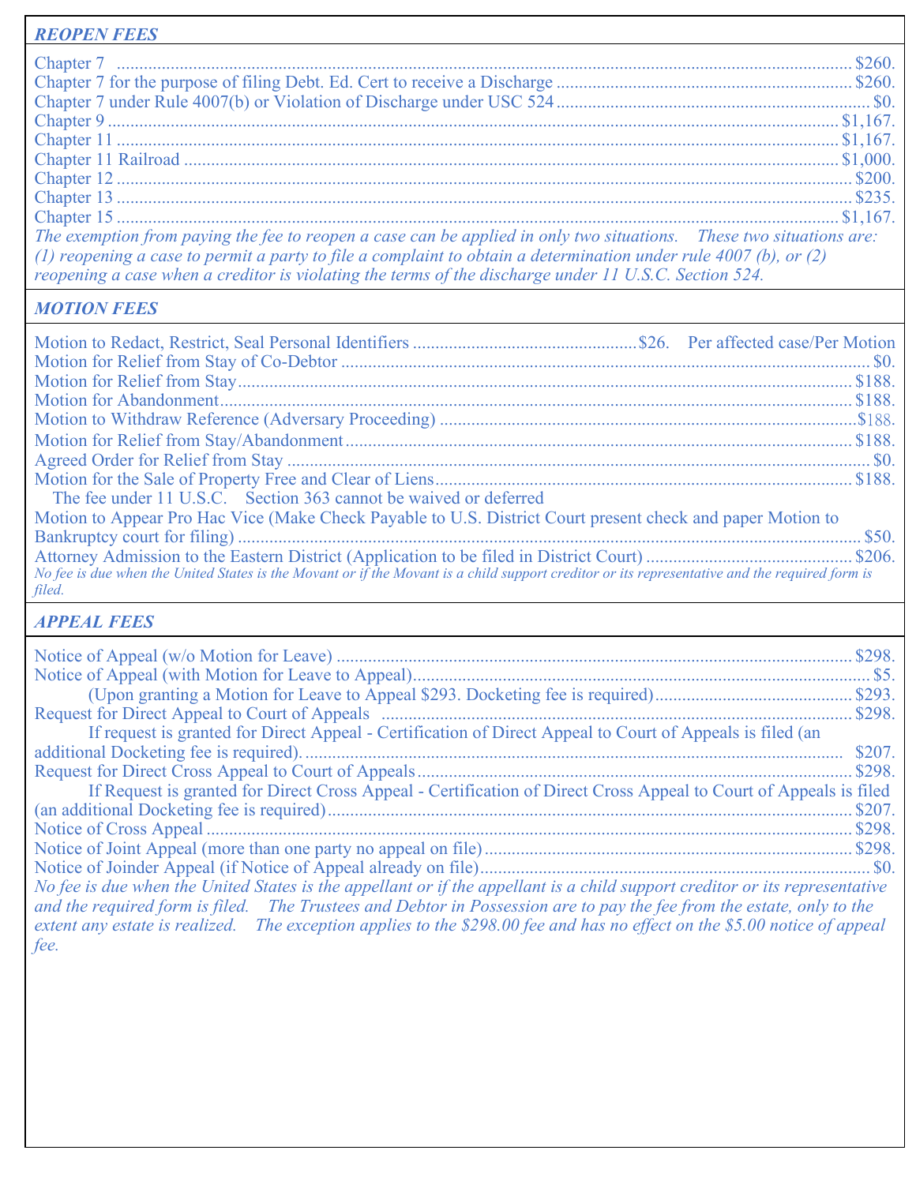## *REOPEN FEES*

| Item | Fee |
|---|---|
| Chapter 7 | $260. |
| Chapter 7 for the purpose of filing Debt. Ed. Cert to receive a Discharge | $260. |
| Chapter 7 under Rule 4007(b) or Violation of Discharge under USC 524 | $0. |
| Chapter 9 | $1,167. |
| Chapter 11 | $1,167. |
| Chapter 11 Railroad | $1,000. |
| Chapter 12 | $200. |
| Chapter 13 | $235. |
| Chapter 15 | $1,167. |

*The exemption from paying the fee to reopen a case can be applied in only two situations. These two situations are: (1) reopening a case to permit a party to file a complaint to obtain a determination under rule 4007 (b), or (2) reopening a case when a creditor is violating the terms of the discharge under 11 U.S.C. Section 524.*

## *MOTION FEES*

| Item | Fee |
|---|---|
| Motion to Redact, Restrict, Seal Personal Identifiers | $26. Per affected case/Per Motion |
| Motion for Relief from Stay of Co-Debtor | $0. |
| Motion for Relief from Stay | $188. |
| Motion for Abandonment | $188. |
| Motion to Withdraw Reference (Adversary Proceeding) | $188. |
| Motion for Relief from Stay/Abandonment | $188. |
| Agreed Order for Relief from Stay | $0. |
| Motion for the Sale of Property Free and Clear of Liens | $188. |

The fee under 11 U.S.C. Section 363 cannot be waived or deferred

| Item | Fee |
|---|---|
| Motion to Appear Pro Hac Vice (Make Check Payable to U.S. District Court present check and paper Motion to Bankruptcy court for filing) | $50. |
| Attorney Admission to the Eastern District (Application to be filed in District Court) | $206. |

*No fee is due when the United States is the Movant or if the Movant is a child support creditor or its representative and the required form is filed.*

## *APPEAL FEES*

| Item | Fee |
|---|---|
| Notice of Appeal (w/o Motion for Leave) | $298. |
| Notice of Appeal (with Motion for Leave to Appeal) | $5. |
| (Upon granting a Motion for Leave to Appeal $293. Docketing fee is required) | $293. |
| Request for Direct Appeal to Court of Appeals | $298. |
| If request is granted for Direct Appeal - Certification of Direct Appeal to Court of Appeals is filed (an additional Docketing fee is required). | $207. |
| Request for Direct Cross Appeal to Court of Appeals | $298. |
| If Request is granted for Direct Cross Appeal - Certification of Direct Cross Appeal to Court of Appeals is filed (an additional Docketing fee is required) | $207. |
| Notice of Cross Appeal | $298. |
| Notice of Joint Appeal (more than one party no appeal on file) | $298. |
| Notice of Joinder Appeal (if Notice of Appeal already on file) | $0. |

*No fee is due when the United States is the appellant or if the appellant is a child support creditor or its representative and the required form is filed. The Trustees and Debtor in Possession are to pay the fee from the estate, only to the extent any estate is realized. The exception applies to the $298.00 fee and has no effect on the $5.00 notice of appeal fee.*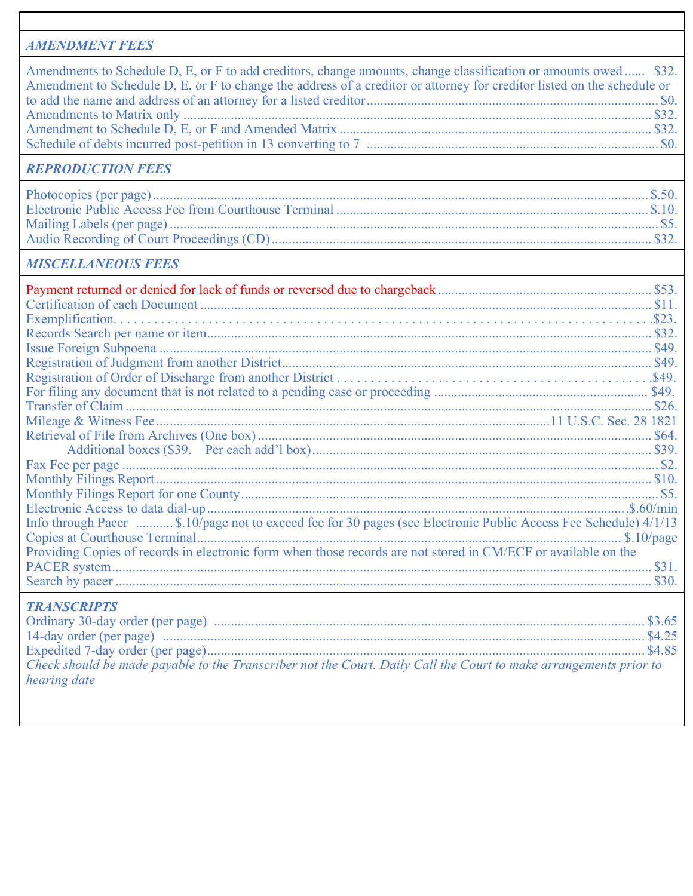### *AMENDMENT FEES*

Amendments to Schedule D, E, or F to add creditors, change amounts, change classification or amounts owed...... $32.
Amendment to Schedule D, E, or F to change the address of a creditor or attorney for creditor listed on the schedule or to add the name and address of an attorney for a listed creditor........................................................................ $0.
Amendments to Matrix only ........................................................................................................................ $32.
Amendment to Schedule D, E, or F and Amended Matrix ........................................................................... $32.
Schedule of debts incurred post-petition in 13 converting to 7 ..................................................................... $0.

### *REPRODUCTION FEES*

Photocopies (per page)................................................................................................................................ $.50.
Electronic Public Access Fee from Courthouse Terminal .......................................................................... $.10.
Mailing Labels (per page) ............................................................................................................................. $5.
Audio Recording of Court Proceedings (CD).............................................................................................. $32.

### *MISCELLANEOUS FEES*

Payment returned or denied for lack of funds or reversed due to chargeback .............................................. $53.
Certification of each Document .................................................................................................................. $11.
Exemplification. . . . . . . . . . . . . . . . . . . . . . . . . . . . . . . . . . . . . . . . . . . . . . . . . . . . . . . . . . . . . . . . . . . . . . . . . . . $23.
Records Search per name or item................................................................................................................ $32.
Issue Foreign Subpoena .............................................................................................................................. $49.
Registration of Judgment from another District........................................................................................... $49.
Registration of Order of Discharge from another District . . . . . . . . . . . . . . . . . . . . . . . . . . . . . . . . . . . . . . . . . . . . . . $49.
For filing any document that is not related to a pending case or proceeding ............................................. $49.
Transfer of Claim ........................................................................................................................................ $26.
Mileage & Witness Fee..................................................................................................11 U.S.C. Sec. 28 1821
Retrieval of File from Archives (One box) ................................................................................................. $64.
Additional boxes ($39. Per each add'l box)................................................................................................ $39.
Fax Fee per page ........................................................................................................................................... $2.
Monthly Filings Report ............................................................................................................................... $10.
Monthly Filings Report for one County ........................................................................................................ $5.
Electronic Access to data dial-up ........................................................................................................ .$.60/min
Info through Pacer ...........$.10/page not to exceed fee for 30 pages (see Electronic Public Access Fee Schedule) 4/1/13
Copies at Courthouse Terminal......................................................................................................... $.10/page
Providing Copies of records in electronic form when those records are not stored in CM/ECF or available on the PACER system.................................................................................................................................. $31.
Search by pacer ........................................................................................................................................... $30.

### *TRANSCRIPTS*

Ordinary 30-day order (per page) ............................................................................................................. $3.65
14-day order (per page) ............................................................................................................................ $4.25
Expedited 7-day order (per page)............................................................................................................... $4.85

*Check should be made payable to the Transcriber not the Court. Daily Call the Court to make arrangements prior to hearing date*